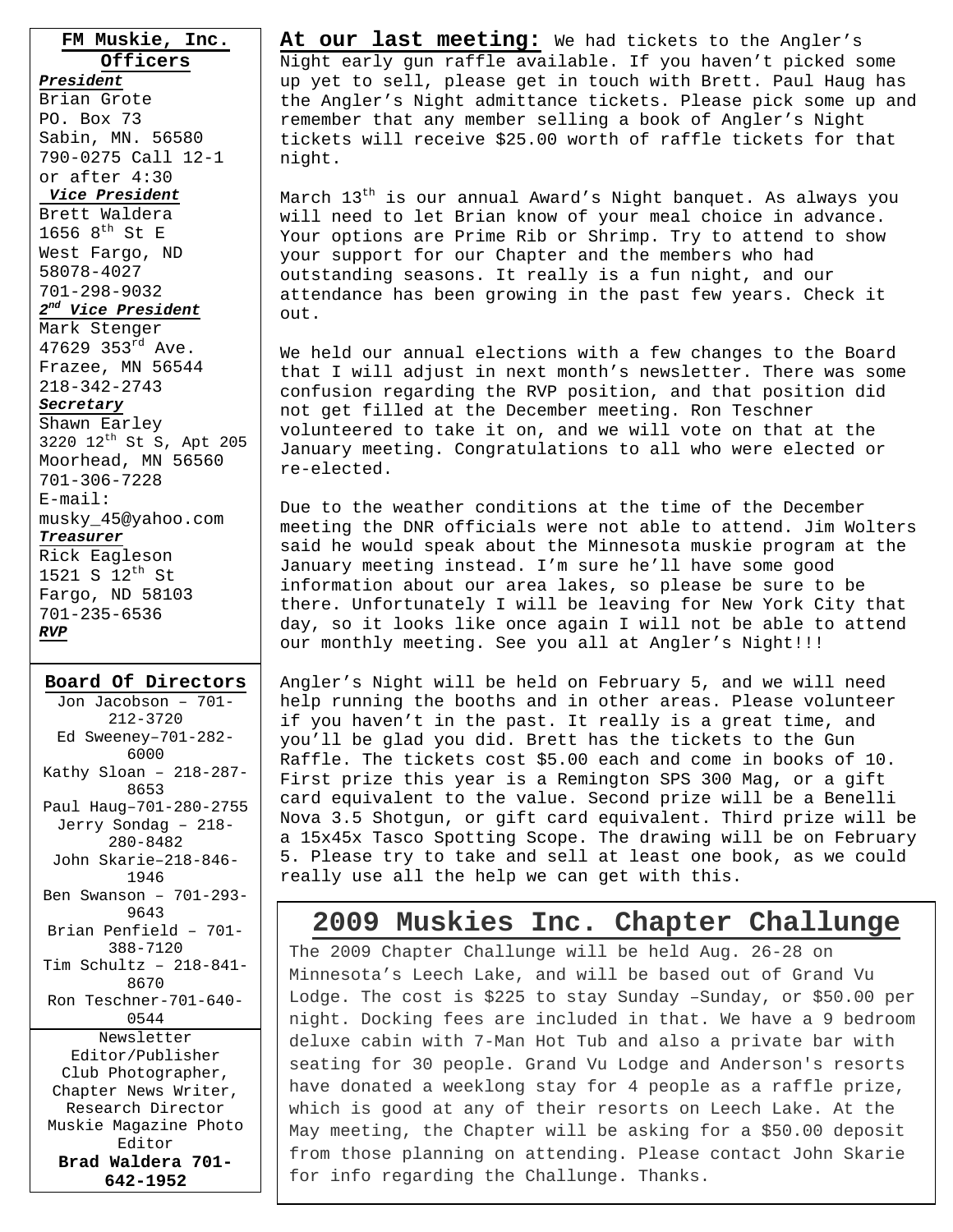## FM Muskie, Inc. Officers

***President***
Brian Grote
PO. Box 73
Sabin, MN. 56580
790-0275 Call 12-1 or after 4:30

***Vice President***
Brett Waldera
1656 8th St E
West Fargo, ND 58078-4027
701-298-9032

***2nd Vice President***
Mark Stenger
47629 353rd Ave.
Frazee, MN 56544
218-342-2743

***Secretary***
Shawn Earley
3220 12th St S, Apt 205
Moorhead, MN 56560
701-306-7228
E-mail: musky_45@yahoo.com

***Treasurer***
Rick Eagleson
1521 S 12th St
Fargo, ND 58103
701-235-6536

***RVP***

## Board Of Directors

Jon Jacobson – 701-212-3720
Ed Sweeney–701-282-6000
Kathy Sloan – 218-287-8653
Paul Haug–701-280-2755
Jerry Sondag – 218-280-8482
John Skarie–218-846-1946
Ben Swanson – 701-293-9643
Brian Penfield – 701-388-7120
Tim Schultz – 218-841-8670
Ron Teschner-701-640-0544

Newsletter Editor/Publisher
Club Photographer,
Chapter News Writer,
Research Director
Muskie Magazine Photo Editor
**Brad Waldera 701-642-1952**

**At our last meeting:** We had tickets to the Angler's Night early gun raffle available. If you haven't picked some up yet to sell, please get in touch with Brett. Paul Haug has the Angler's Night admittance tickets. Please pick some up and remember that any member selling a book of Angler's Night tickets will receive $25.00 worth of raffle tickets for that night.

March 13th is our annual Award's Night banquet. As always you will need to let Brian know of your meal choice in advance. Your options are Prime Rib or Shrimp. Try to attend to show your support for our Chapter and the members who had outstanding seasons. It really is a fun night, and our attendance has been growing in the past few years. Check it out.

We held our annual elections with a few changes to the Board that I will adjust in next month's newsletter. There was some confusion regarding the RVP position, and that position did not get filled at the December meeting. Ron Teschner volunteered to take it on, and we will vote on that at the January meeting. Congratulations to all who were elected or re-elected.

Due to the weather conditions at the time of the December meeting the DNR officials were not able to attend. Jim Wolters said he would speak about the Minnesota muskie program at the January meeting instead. I'm sure he'll have some good information about our area lakes, so please be sure to be there. Unfortunately I will be leaving for New York City that day, so it looks like once again I will not be able to attend our monthly meeting. See you all at Angler's Night!!!

Angler's Night will be held on February 5, and we will need help running the booths and in other areas. Please volunteer if you haven't in the past. It really is a great time, and you'll be glad you did. Brett has the tickets to the Gun Raffle. The tickets cost $5.00 each and come in books of 10. First prize this year is a Remington SPS 300 Mag, or a gift card equivalent to the value. Second prize will be a Benelli Nova 3.5 Shotgun, or gift card equivalent. Third prize will be a 15x45x Tasco Spotting Scope. The drawing will be on February 5. Please try to take and sell at least one book, as we could really use all the help we can get with this.

## 2009 Muskies Inc. Chapter Challunge

The 2009 Chapter Challunge will be held Aug. 26-28 on Minnesota's Leech Lake, and will be based out of Grand Vu Lodge. The cost is $225 to stay Sunday –Sunday, or $50.00 per night. Docking fees are included in that. We have a 9 bedroom deluxe cabin with 7-Man Hot Tub and also a private bar with seating for 30 people. Grand Vu Lodge and Anderson's resorts have donated a weeklong stay for 4 people as a raffle prize, which is good at any of their resorts on Leech Lake. At the May meeting, the Chapter will be asking for a $50.00 deposit from those planning on attending. Please contact John Skarie for info regarding the Challunge. Thanks.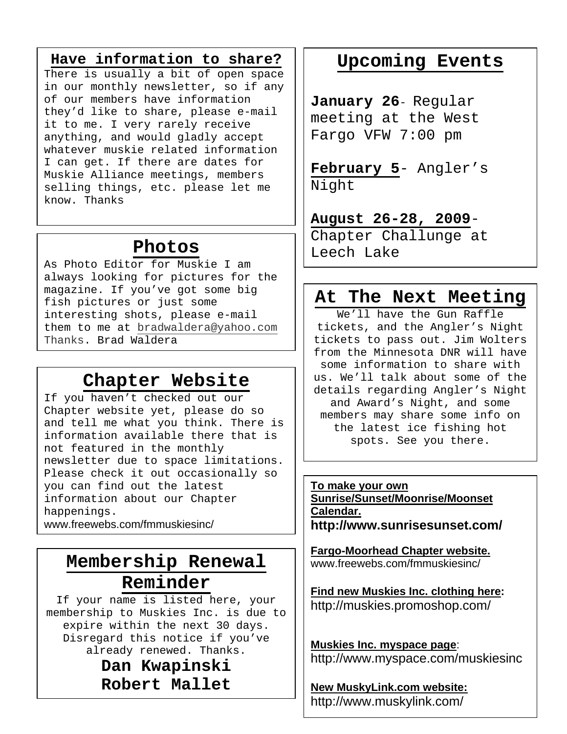## Have information to share?

There is usually a bit of open space in our monthly newsletter, so if any of our members have information they'd like to share, please e-mail it to me. I very rarely receive anything, and would gladly accept whatever muskie related information I can get. If there are dates for Muskie Alliance meetings, members selling things, etc. please let me know. Thanks

## Photos

As Photo Editor for Muskie I am always looking for pictures for the magazine. If you've got some big fish pictures or just some interesting shots, please e-mail them to me at bradwaldera@yahoo.com Thanks. Brad Waldera

## Chapter Website

If you haven't checked out our Chapter website yet, please do so and tell me what you think. There is information available there that is not featured in the monthly newsletter due to space limitations. Please check it out occasionally so you can find out the latest information about our Chapter happenings.

www.freewebs.com/fmmuskiesinc/

## Membership Renewal Reminder

If your name is listed here, your membership to Muskies Inc. is due to expire within the next 30 days. Disregard this notice if you've already renewed. Thanks.

**Dan Kwapinski**
**Robert Mallet**

## Upcoming Events

**January 26**- Regular meeting at the West Fargo VFW 7:00 pm

**February 5**- Angler's Night

**August 26-28, 2009**- Chapter Challunge at Leech Lake

## At The Next Meeting

We'll have the Gun Raffle tickets, and the Angler's Night tickets to pass out. Jim Wolters from the Minnesota DNR will have some information to share with us. We'll talk about some of the details regarding Angler's Night and Award's Night, and some members may share some info on the latest ice fishing hot spots. See you there.

**To make your own Sunrise/Sunset/Moonrise/Moonset Calendar.**
**http://www.sunrisesunset.com/**

**Fargo-Moorhead Chapter website.**
www.freewebs.com/fmmuskiesinc/

**Find new Muskies Inc. clothing here:**
http://muskies.promoshop.com/

**Muskies Inc. myspace page**:
http://www.myspace.com/muskiesinc

**New MuskyLink.com website:**
http://www.muskylink.com/